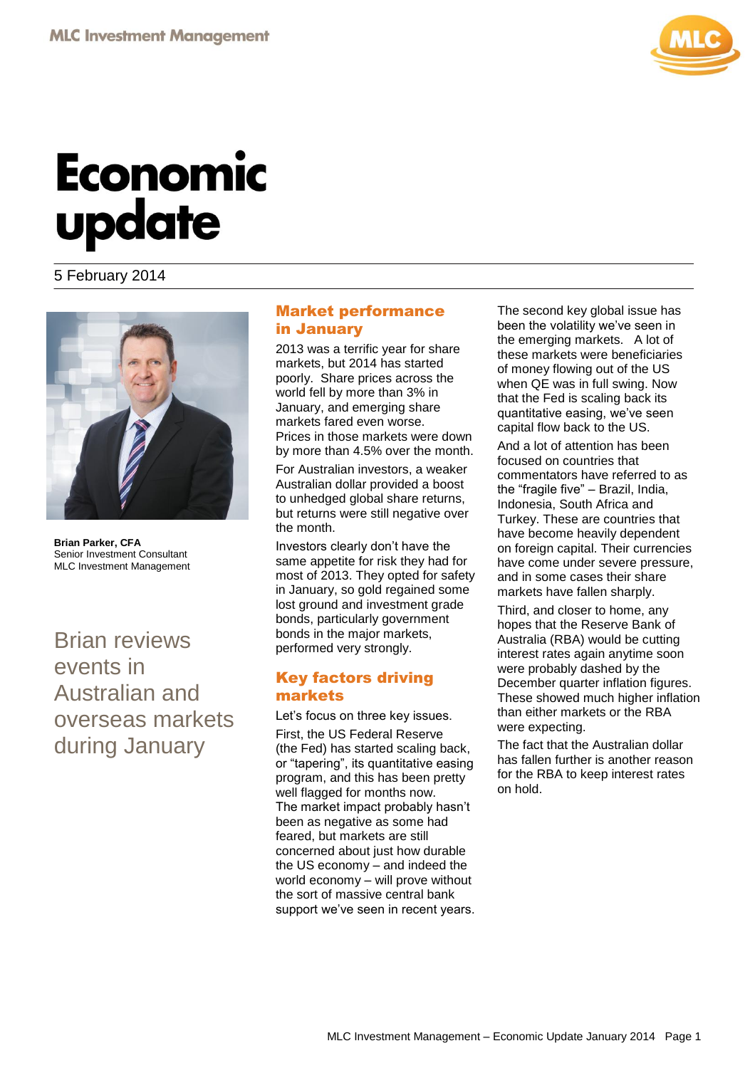# Economic update

5 February 2014

**Brian Parker, CFA**
Senior Investment Consultant
MLC Investment Management

Brian reviews events in Australian and overseas markets during January

## Market performance in January

2013 was a terrific year for share markets, but 2014 has started poorly. Share prices across the world fell by more than 3% in January, and emerging share markets fared even worse. Prices in those markets were down by more than 4.5% over the month.

For Australian investors, a weaker Australian dollar provided a boost to unhedged global share returns, but returns were still negative over the month.

Investors clearly don't have the same appetite for risk they had for most of 2013. They opted for safety in January, so gold regained some lost ground and investment grade bonds, particularly government bonds in the major markets, performed very strongly.

## Key factors driving markets

Let's focus on three key issues.

First, the US Federal Reserve (the Fed) has started scaling back, or "tapering", its quantitative easing program, and this has been pretty well flagged for months now. The market impact probably hasn't been as negative as some had feared, but markets are still concerned about just how durable the US economy – and indeed the world economy – will prove without the sort of massive central bank support we've seen in recent years.

The second key global issue has been the volatility we've seen in the emerging markets. A lot of these markets were beneficiaries of money flowing out of the US when QE was in full swing. Now that the Fed is scaling back its quantitative easing, we've seen capital flow back to the US.

And a lot of attention has been focused on countries that commentators have referred to as the "fragile five" – Brazil, India, Indonesia, South Africa and Turkey. These are countries that have become heavily dependent on foreign capital. Their currencies have come under severe pressure, and in some cases their share markets have fallen sharply.

Third, and closer to home, any hopes that the Reserve Bank of Australia (RBA) would be cutting interest rates again anytime soon were probably dashed by the December quarter inflation figures. These showed much higher inflation than either markets or the RBA were expecting.

The fact that the Australian dollar has fallen further is another reason for the RBA to keep interest rates on hold.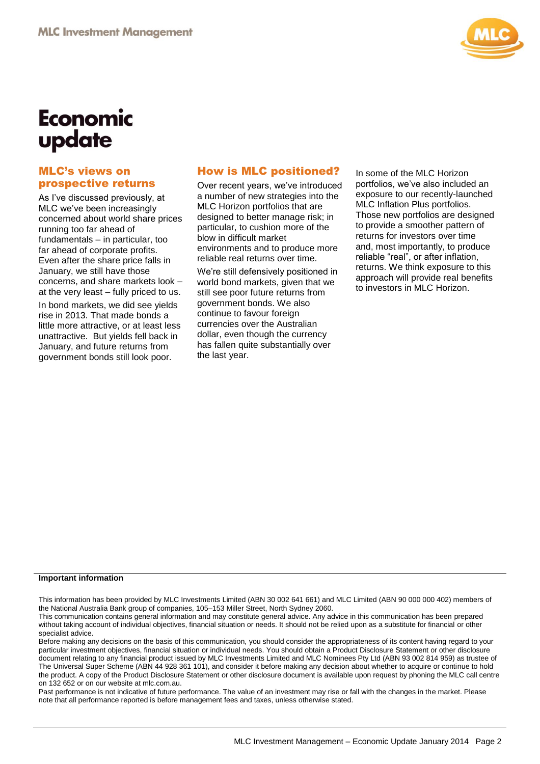# Economic update

## MLC's views on prospective returns

As I've discussed previously, at MLC we've been increasingly concerned about world share prices running too far ahead of fundamentals – in particular, too far ahead of corporate profits. Even after the share price falls in January, we still have those concerns, and share markets look – at the very least – fully priced to us.

In bond markets, we did see yields rise in 2013. That made bonds a little more attractive, or at least less unattractive. But yields fell back in January, and future returns from government bonds still look poor.

## How is MLC positioned?

Over recent years, we've introduced a number of new strategies into the MLC Horizon portfolios that are designed to better manage risk; in particular, to cushion more of the blow in difficult market environments and to produce more reliable real returns over time.

We're still defensively positioned in world bond markets, given that we still see poor future returns from government bonds. We also continue to favour foreign currencies over the Australian dollar, even though the currency has fallen quite substantially over the last year.

In some of the MLC Horizon portfolios, we've also included an exposure to our recently-launched MLC Inflation Plus portfolios. Those new portfolios are designed to provide a smoother pattern of returns for investors over time and, most importantly, to produce reliable "real", or after inflation, returns. We think exposure to this approach will provide real benefits to investors in MLC Horizon.

**Important information**

This information has been provided by MLC Investments Limited (ABN 30 002 641 661) and MLC Limited (ABN 90 000 000 402) members of the National Australia Bank group of companies, 105–153 Miller Street, North Sydney 2060.

This communication contains general information and may constitute general advice. Any advice in this communication has been prepared without taking account of individual objectives, financial situation or needs. It should not be relied upon as a substitute for financial or other specialist advice.

Before making any decisions on the basis of this communication, you should consider the appropriateness of its content having regard to your particular investment objectives, financial situation or individual needs. You should obtain a Product Disclosure Statement or other disclosure document relating to any financial product issued by MLC Investments Limited and MLC Nominees Pty Ltd (ABN 93 002 814 959) as trustee of The Universal Super Scheme (ABN 44 928 361 101), and consider it before making any decision about whether to acquire or continue to hold the product. A copy of the Product Disclosure Statement or other disclosure document is available upon request by phoning the MLC call centre on 132 652 or on our website at mlc.com.au.

Past performance is not indicative of future performance. The value of an investment may rise or fall with the changes in the market. Please note that all performance reported is before management fees and taxes, unless otherwise stated.